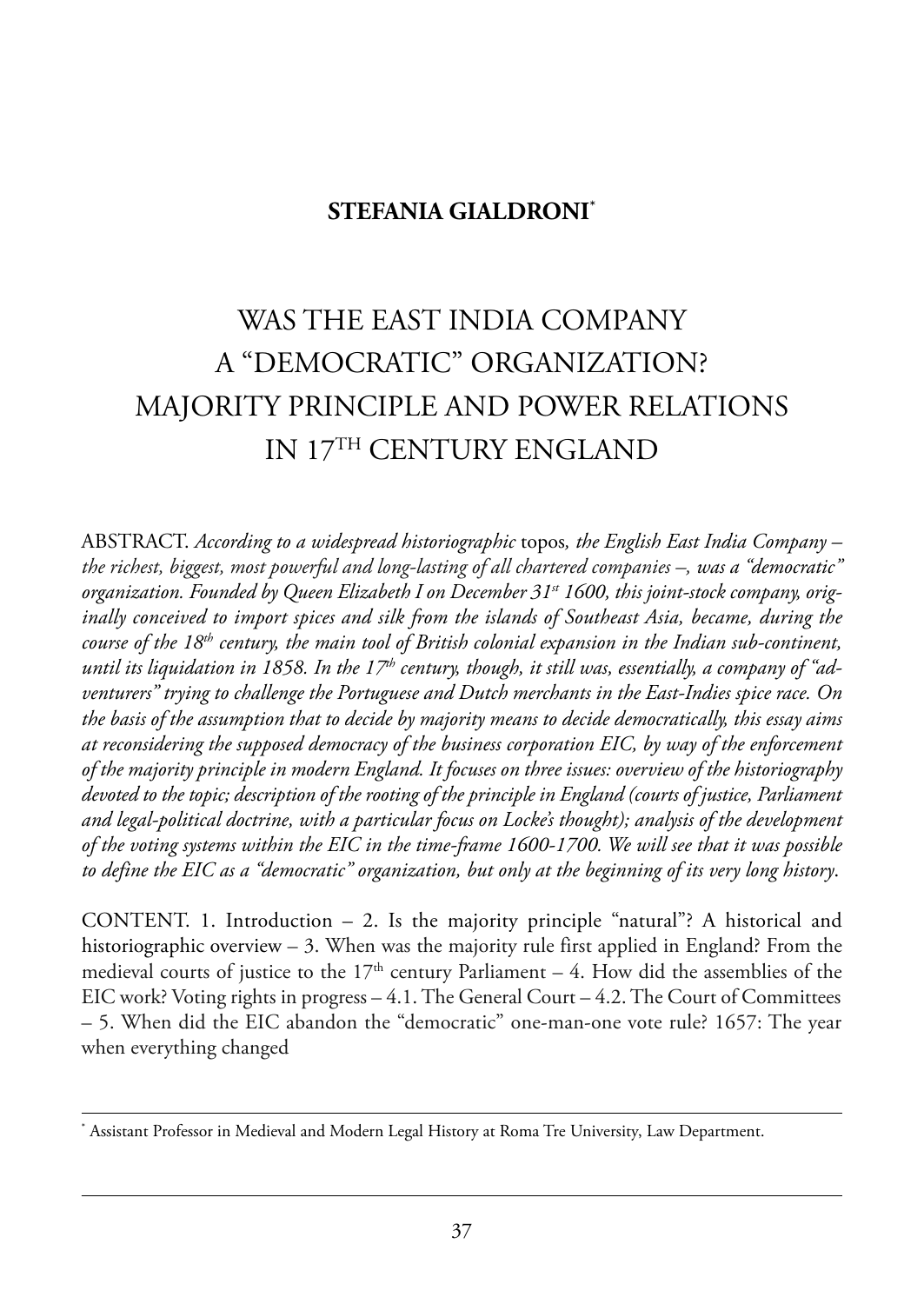**STEFANIA GIALDRONI**[*]

# WAS THE EAST INDIA COMPANY A "DEMOCRATIC" ORGANIZATION? MAJORITY PRINCIPLE AND POWER RELATIONS IN 17TH CENTURY ENGLAND

ABSTRACT. *According to a widespread historiographic* topos*, the English East India Company – the richest, biggest, most powerful and long-lasting of all chartered companies –, was a "democratic" organization. Founded by Queen Elizabeth I on December 31st 1600, this joint-stock company, originally conceived to import spices and silk from the islands of Southeast Asia, became, during the course of the 18th century, the main tool of British colonial expansion in the Indian sub-continent, until its liquidation in 1858. In the 17th century, though, it still was, essentially, a company of "adventurers" trying to challenge the Portuguese and Dutch merchants in the East-Indies spice race. On the basis of the assumption that to decide by majority means to decide democratically, this essay aims at reconsidering the supposed democracy of the business corporation EIC, by way of the enforcement of the majority principle in modern England. It focuses on three issues: overview of the historiography devoted to the topic; description of the rooting of the principle in England (courts of justice, Parliament and legal-political doctrine, with a particular focus on Locke's thought); analysis of the development of the voting systems within the EIC in the time-frame 1600-1700. We will see that it was possible to define the EIC as a "democratic" organization, but only at the beginning of its very long history.*

CONTENT. 1. Introduction – 2. Is the majority principle "natural"? A historical and historiographic overview – 3. When was the majority rule first applied in England? From the medieval courts of justice to the 17th century Parliament – 4. How did the assemblies of the EIC work? Voting rights in progress – 4.1. The General Court – 4.2. The Court of Committees – 5. When did the EIC abandon the "democratic" one-man-one vote rule? 1657: The year when everything changed

---

[*] Assistant Professor in Medieval and Modern Legal History at Roma Tre University, Law Department.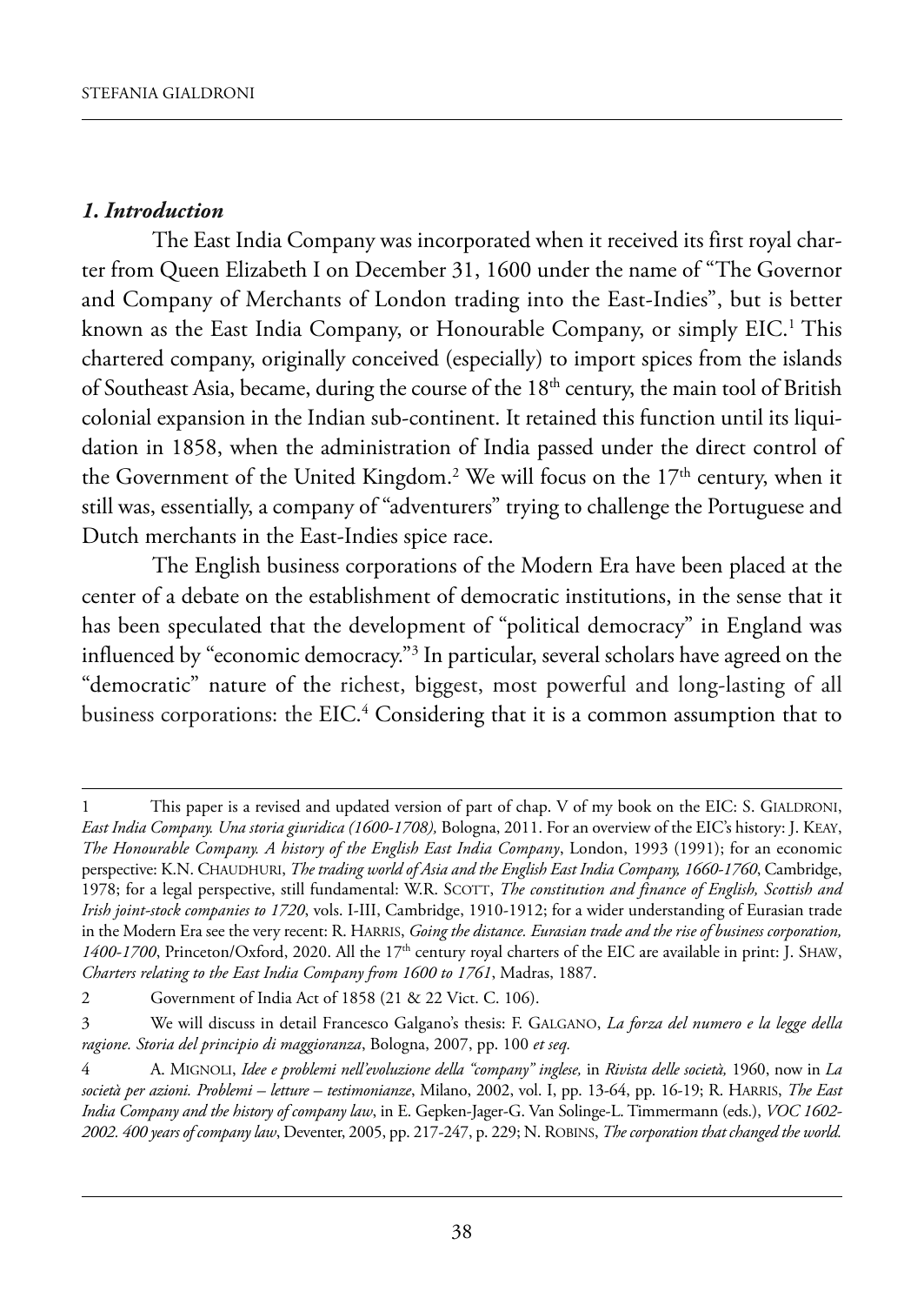## *1. Introduction*

The East India Company was incorporated when it received its first royal charter from Queen Elizabeth I on December 31, 1600 under the name of "The Governor and Company of Merchants of London trading into the East-Indies", but is better known as the East India Company, or Honourable Company, or simply EIC.[1] This chartered company, originally conceived (especially) to import spices from the islands of Southeast Asia, became, during the course of the 18th century, the main tool of British colonial expansion in the Indian sub-continent. It retained this function until its liquidation in 1858, when the administration of India passed under the direct control of the Government of the United Kingdom.[2] We will focus on the 17th century, when it still was, essentially, a company of "adventurers" trying to challenge the Portuguese and Dutch merchants in the East-Indies spice race.

The English business corporations of the Modern Era have been placed at the center of a debate on the establishment of democratic institutions, in the sense that it has been speculated that the development of "political democracy" in England was influenced by "economic democracy."[3] In particular, several scholars have agreed on the "democratic" nature of the richest, biggest, most powerful and long-lasting of all business corporations: the EIC.[4] Considering that it is a common assumption that to

---

1 This paper is a revised and updated version of part of chap. V of my book on the EIC: S. Gialdroni, *East India Company. Una storia giuridica (1600-1708),* Bologna, 2011. For an overview of the EIC's history: J. Keay, *The Honourable Company. A history of the English East India Company*, London, 1993 (1991); for an economic perspective: K.N. Chaudhuri, *The trading world of Asia and the English East India Company, 1660-1760*, Cambridge, 1978; for a legal perspective, still fundamental: W.R. Scott, *The constitution and finance of English, Scottish and Irish joint-stock companies to 1720*, vols. I-III, Cambridge, 1910-1912; for a wider understanding of Eurasian trade in the Modern Era see the very recent: R. Harris, *Going the distance. Eurasian trade and the rise of business corporation, 1400-1700*, Princeton/Oxford, 2020. All the 17th century royal charters of the EIC are available in print: J. Shaw, *Charters relating to the East India Company from 1600 to 1761*, Madras, 1887.

2 Government of India Act of 1858 (21 & 22 Vict. C. 106).

3 We will discuss in detail Francesco Galgano's thesis: F. Galgano, *La forza del numero e la legge della ragione. Storia del principio di maggioranza*, Bologna, 2007, pp. 100 *et seq.*

4 A. Mignoli, *Idee e problemi nell'evoluzione della "company" inglese,* in *Rivista delle società,* 1960, now in *La società per azioni. Problemi – letture – testimonianze*, Milano, 2002, vol. I, pp. 13-64, pp. 16-19; R. Harris, *The East India Company and the history of company law*, in E. Gepken-Jager-G. Van Solinge-L. Timmermann (eds.), *VOC 1602-2002. 400 years of company law*, Deventer, 2005, pp. 217-247, p. 229; N. Robins, *The corporation that changed the world.*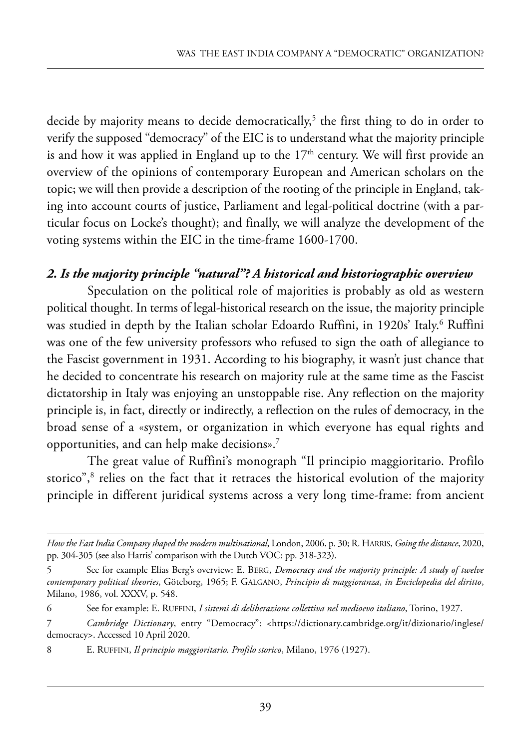decide by majority means to decide democratically,[5] the first thing to do in order to verify the supposed "democracy" of the EIC is to understand what the majority principle is and how it was applied in England up to the 17th century. We will first provide an overview of the opinions of contemporary European and American scholars on the topic; we will then provide a description of the rooting of the principle in England, taking into account courts of justice, Parliament and legal-political doctrine (with a particular focus on Locke's thought); and finally, we will analyze the development of the voting systems within the EIC in the time-frame 1600-1700.

## *2. Is the majority principle "natural"? A historical and historiographic overview*

Speculation on the political role of majorities is probably as old as western political thought. In terms of legal-historical research on the issue, the majority principle was studied in depth by the Italian scholar Edoardo Ruffini, in 1920s' Italy.[6] Ruffini was one of the few university professors who refused to sign the oath of allegiance to the Fascist government in 1931. According to his biography, it wasn't just chance that he decided to concentrate his research on majority rule at the same time as the Fascist dictatorship in Italy was enjoying an unstoppable rise. Any reflection on the majority principle is, in fact, directly or indirectly, a reflection on the rules of democracy, in the broad sense of a «system, or organization in which everyone has equal rights and opportunities, and can help make decisions».[7]

The great value of Ruffini's monograph "Il principio maggioritario. Profilo storico",[8] relies on the fact that it retraces the historical evolution of the majority principle in different juridical systems across a very long time-frame: from ancient

---

*How the East India Company shaped the modern multinational*, London, 2006, p. 30; R. Harris, *Going the distance*, 2020, pp. 304-305 (see also Harris' comparison with the Dutch VOC: pp. 318-323).

5 See for example Elias Berg's overview: E. Berg, *Democracy and the majority principle: A study of twelve contemporary political theories*, Göteborg, 1965; F. Galgano, *Principio di maggioranza*, *in Enciclopedia del diritto*, Milano, 1986, vol. XXXV, p. 548.

6 See for example: E. Ruffini, *I sistemi di deliberazione collettiva nel medioevo italiano*, Torino, 1927.

7 *Cambridge Dictionary*, entry "Democracy": <https://dictionary.cambridge.org/it/dizionario/inglese/democracy>. Accessed 10 April 2020.

8 E. Ruffini, *Il principio maggioritario. Profilo storico*, Milano, 1976 (1927).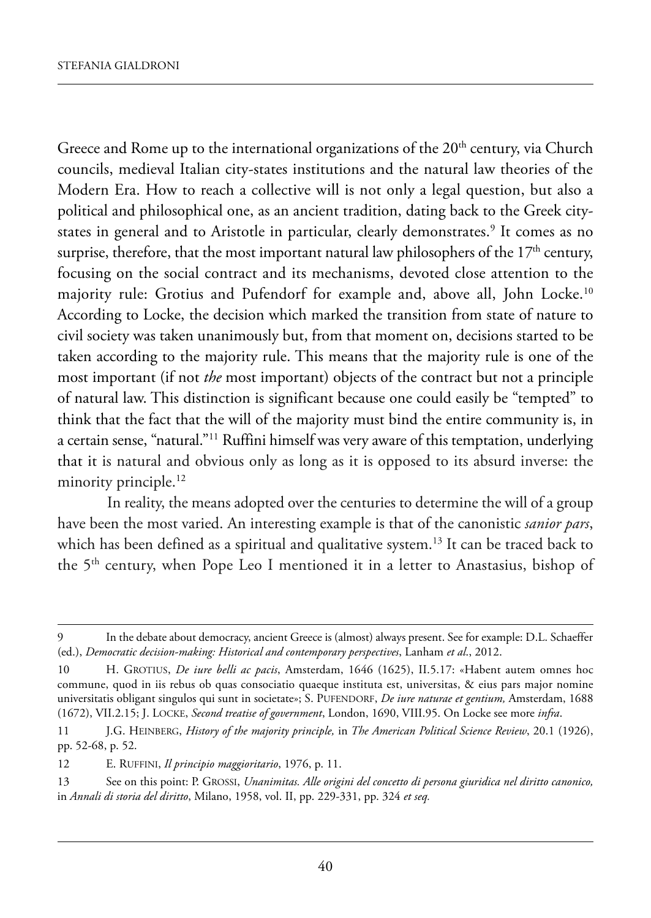Greece and Rome up to the international organizations of the 20th century, via Church councils, medieval Italian city-states institutions and the natural law theories of the Modern Era. How to reach a collective will is not only a legal question, but also a political and philosophical one, as an ancient tradition, dating back to the Greek city-states in general and to Aristotle in particular, clearly demonstrates.[9] It comes as no surprise, therefore, that the most important natural law philosophers of the 17th century, focusing on the social contract and its mechanisms, devoted close attention to the majority rule: Grotius and Pufendorf for example and, above all, John Locke.[10] According to Locke, the decision which marked the transition from state of nature to civil society was taken unanimously but, from that moment on, decisions started to be taken according to the majority rule. This means that the majority rule is one of the most important (if not *the* most important) objects of the contract but not a principle of natural law. This distinction is significant because one could easily be "tempted" to think that the fact that the will of the majority must bind the entire community is, in a certain sense, "natural."[11] Ruffini himself was very aware of this temptation, underlying that it is natural and obvious only as long as it is opposed to its absurd inverse: the minority principle.[12]

In reality, the means adopted over the centuries to determine the will of a group have been the most varied. An interesting example is that of the canonistic *sanior pars*, which has been defined as a spiritual and qualitative system.[13] It can be traced back to the 5th century, when Pope Leo I mentioned it in a letter to Anastasius, bishop of

---

9 In the debate about democracy, ancient Greece is (almost) always present. See for example: D.L. Schaeffer (ed.), *Democratic decision-making: Historical and contemporary perspectives*, Lanham *et al.*, 2012.

10 H. Grotius, *De iure belli ac pacis*, Amsterdam, 1646 (1625), II.5.17: «Habent autem omnes hoc commune, quod in iis rebus ob quas consociatio quaeque instituta est, universitas, & eius pars major nomine universitatis obligant singulos qui sunt in societate»; S. Pufendorf, *De iure naturae et gentium,* Amsterdam, 1688 (1672), VII.2.15; J. Locke, *Second treatise of government*, London, 1690, VIII.95. On Locke see more *infra*.

11 J.G. Heinberg, *History of the majority principle,* in *The American Political Science Review*, 20.1 (1926), pp. 52-68, p. 52.

12 E. Ruffini, *Il principio maggioritario*, 1976, p. 11.

13 See on this point: P. Grossi, *Unanimitas. Alle origini del concetto di persona giuridica nel diritto canonico,* in *Annali di storia del diritto*, Milano, 1958, vol. II, pp. 229-331, pp. 324 *et seq.*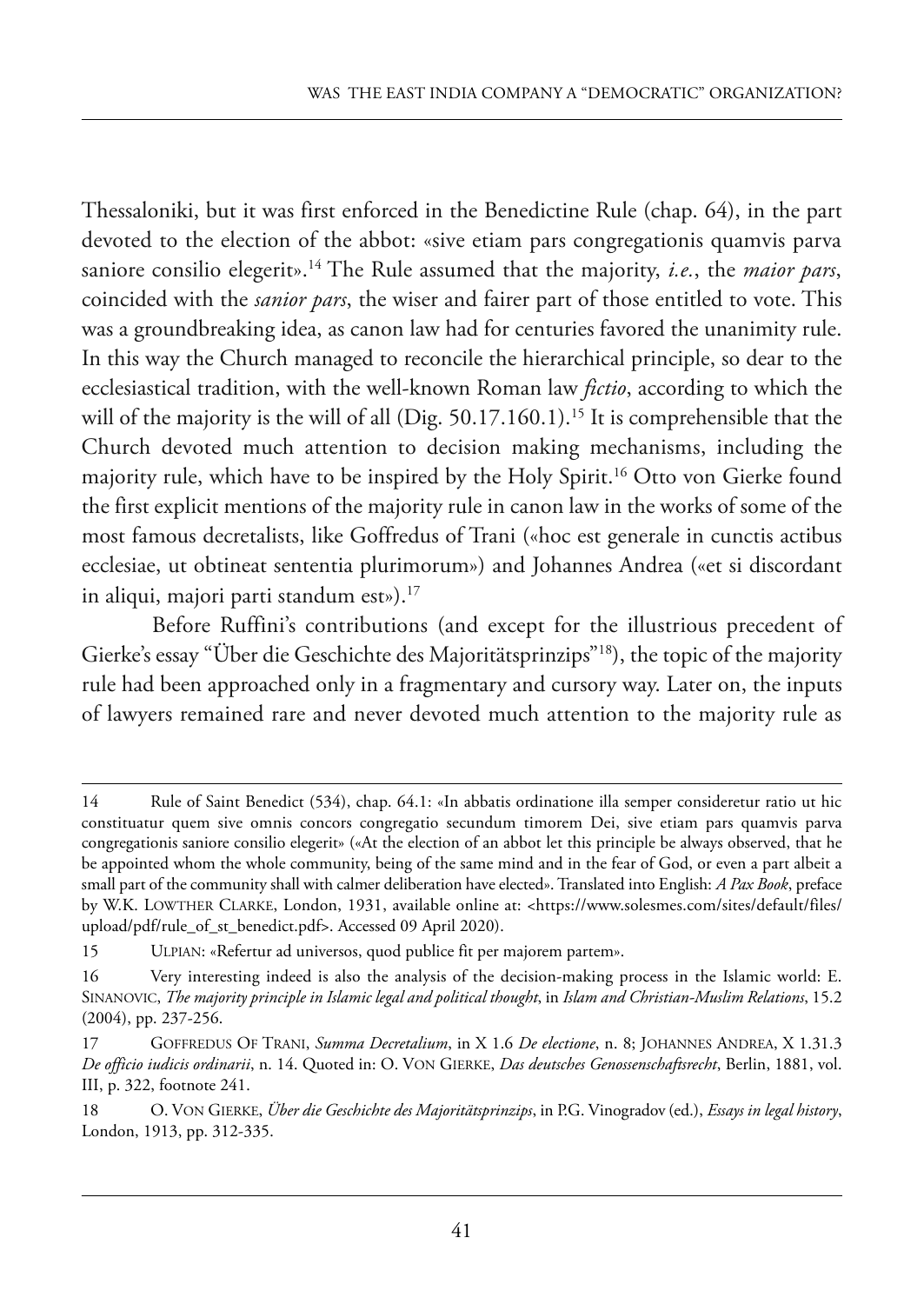Thessaloniki, but it was first enforced in the Benedictine Rule (chap. 64), in the part devoted to the election of the abbot: «sive etiam pars congregationis quamvis parva saniore consilio elegerit».[14] The Rule assumed that the majority, *i.e.*, the *maior pars*, coincided with the *sanior pars*, the wiser and fairer part of those entitled to vote. This was a groundbreaking idea, as canon law had for centuries favored the unanimity rule. In this way the Church managed to reconcile the hierarchical principle, so dear to the ecclesiastical tradition, with the well-known Roman law *fictio*, according to which the will of the majority is the will of all (Dig. 50.17.160.1).[15] It is comprehensible that the Church devoted much attention to decision making mechanisms, including the majority rule, which have to be inspired by the Holy Spirit.[16] Otto von Gierke found the first explicit mentions of the majority rule in canon law in the works of some of the most famous decretalists, like Goffredus of Trani («hoc est generale in cunctis actibus ecclesiae, ut obtineat sententia plurimorum») and Johannes Andrea («et si discordant in aliqui, majori parti standum est»).[17]

Before Ruffini's contributions (and except for the illustrious precedent of Gierke's essay "Über die Geschichte des Majoritätsprinzips"[18]), the topic of the majority rule had been approached only in a fragmentary and cursory way. Later on, the inputs of lawyers remained rare and never devoted much attention to the majority rule as

---

14 Rule of Saint Benedict (534), chap. 64.1: «In abbatis ordinatione illa semper consideretur ratio ut hic constituatur quem sive omnis concors congregatio secundum timorem Dei, sive etiam pars quamvis parva congregationis saniore consilio elegerit» («At the election of an abbot let this principle be always observed, that he be appointed whom the whole community, being of the same mind and in the fear of God, or even a part albeit a small part of the community shall with calmer deliberation have elected». Translated into English: *A Pax Book*, preface by W.K. Lowther Clarke, London, 1931, available online at: <https://www.solesmes.com/sites/default/files/upload/pdf/rule_of_st_benedict.pdf>. Accessed 09 April 2020).

15 Ulpian: «Refertur ad universos, quod publice fit per majorem partem».

16 Very interesting indeed is also the analysis of the decision-making process in the Islamic world: E. Sinanovic, *The majority principle in Islamic legal and political thought*, in *Islam and Christian-Muslim Relations*, 15.2 (2004), pp. 237-256.

17 Goffredus Of Trani, *Summa Decretalium*, in X 1.6 *De electione*, n. 8; Johannes Andrea, X 1.31.3 *De officio iudicis ordinarii*, n. 14. Quoted in: O. von Gierke, *Das deutsches Genossenschaftsrecht*, Berlin, 1881, vol. III, p. 322, footnote 241.

18 O. von Gierke, *Über die Geschichte des Majoritätsprinzips*, in P.G. Vinogradov (ed.), *Essays in legal history*, London, 1913, pp. 312-335.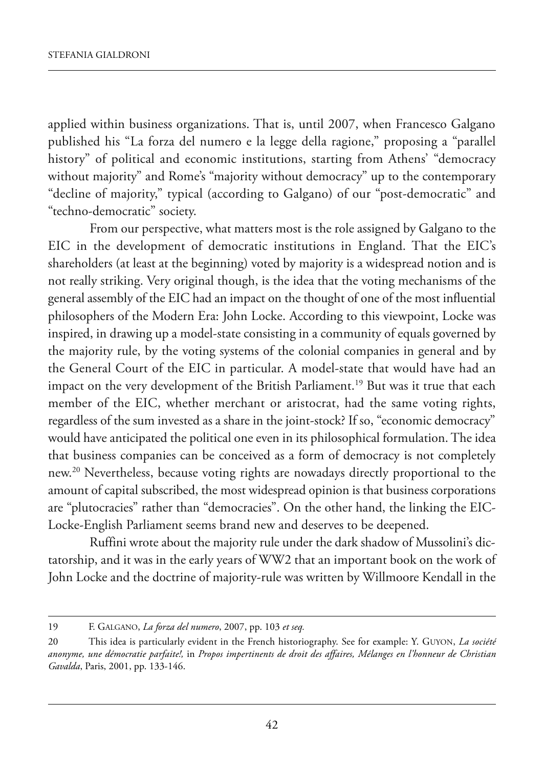applied within business organizations. That is, until 2007, when Francesco Galgano published his "La forza del numero e la legge della ragione," proposing a "parallel history" of political and economic institutions, starting from Athens' "democracy without majority" and Rome's "majority without democracy" up to the contemporary "decline of majority," typical (according to Galgano) of our "post-democratic" and "techno-democratic" society.

From our perspective, what matters most is the role assigned by Galgano to the EIC in the development of democratic institutions in England. That the EIC's shareholders (at least at the beginning) voted by majority is a widespread notion and is not really striking. Very original though, is the idea that the voting mechanisms of the general assembly of the EIC had an impact on the thought of one of the most influential philosophers of the Modern Era: John Locke. According to this viewpoint, Locke was inspired, in drawing up a model-state consisting in a community of equals governed by the majority rule, by the voting systems of the colonial companies in general and by the General Court of the EIC in particular. A model-state that would have had an impact on the very development of the British Parliament.[19] But was it true that each member of the EIC, whether merchant or aristocrat, had the same voting rights, regardless of the sum invested as a share in the joint-stock? If so, "economic democracy" would have anticipated the political one even in its philosophical formulation. The idea that business companies can be conceived as a form of democracy is not completely new.[20] Nevertheless, because voting rights are nowadays directly proportional to the amount of capital subscribed, the most widespread opinion is that business corporations are "plutocracies" rather than "democracies". On the other hand, the linking the EIC-Locke-English Parliament seems brand new and deserves to be deepened.

Ruffini wrote about the majority rule under the dark shadow of Mussolini's dictatorship, and it was in the early years of WW2 that an important book on the work of John Locke and the doctrine of majority-rule was written by Willmoore Kendall in the

---

19 F. Galgano, *La forza del numero*, 2007, pp. 103 *et seq.*

20 This idea is particularly evident in the French historiography. See for example: Y. Guyon, *La société anonyme, une démocratie parfaite!,* in *Propos impertinents de droit des affaires, Mélanges en l'honneur de Christian Gavalda*, Paris, 2001, pp. 133-146.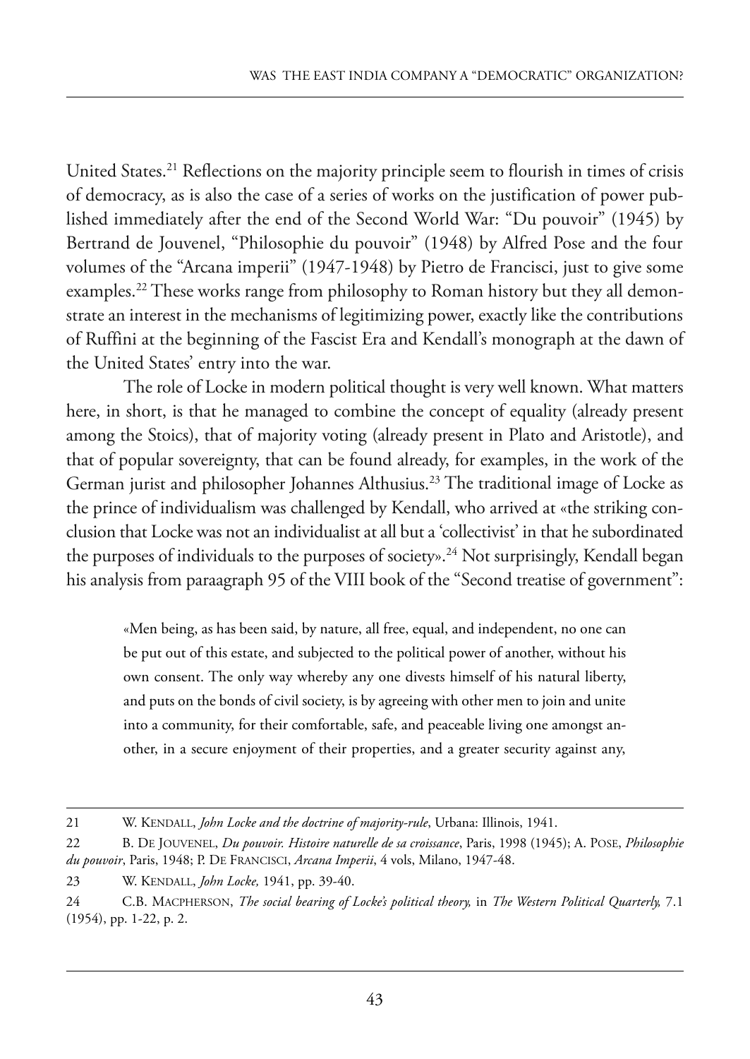United States.[21] Reflections on the majority principle seem to flourish in times of crisis of democracy, as is also the case of a series of works on the justification of power published immediately after the end of the Second World War: "Du pouvoir" (1945) by Bertrand de Jouvenel, "Philosophie du pouvoir" (1948) by Alfred Pose and the four volumes of the "Arcana imperii" (1947-1948) by Pietro de Francisci, just to give some examples.[22] These works range from philosophy to Roman history but they all demonstrate an interest in the mechanisms of legitimizing power, exactly like the contributions of Ruffini at the beginning of the Fascist Era and Kendall's monograph at the dawn of the United States' entry into the war.

The role of Locke in modern political thought is very well known. What matters here, in short, is that he managed to combine the concept of equality (already present among the Stoics), that of majority voting (already present in Plato and Aristotle), and that of popular sovereignty, that can be found already, for examples, in the work of the German jurist and philosopher Johannes Althusius.[23] The traditional image of Locke as the prince of individualism was challenged by Kendall, who arrived at «the striking conclusion that Locke was not an individualist at all but a 'collectivist' in that he subordinated the purposes of individuals to the purposes of society».[24] Not surprisingly, Kendall began his analysis from paraagraph 95 of the VIII book of the "Second treatise of government":

> «Men being, as has been said, by nature, all free, equal, and independent, no one can be put out of this estate, and subjected to the political power of another, without his own consent. The only way whereby any one divests himself of his natural liberty, and puts on the bonds of civil society, is by agreeing with other men to join and unite into a community, for their comfortable, safe, and peaceable living one amongst another, in a secure enjoyment of their properties, and a greater security against any,

---

21 W. Kendall, *John Locke and the doctrine of majority-rule*, Urbana: Illinois, 1941.

22 B. De Jouvenel, *Du pouvoir. Histoire naturelle de sa croissance*, Paris, 1998 (1945); A. Pose, *Philosophie du pouvoir*, Paris, 1948; P. De Francisci, *Arcana Imperii*, 4 vols, Milano, 1947-48.

23 W. Kendall, *John Locke,* 1941, pp. 39-40.

24 C.B. Macpherson, *The social bearing of Locke's political theory,* in *The Western Political Quarterly,* 7.1 (1954), pp. 1-22, p. 2.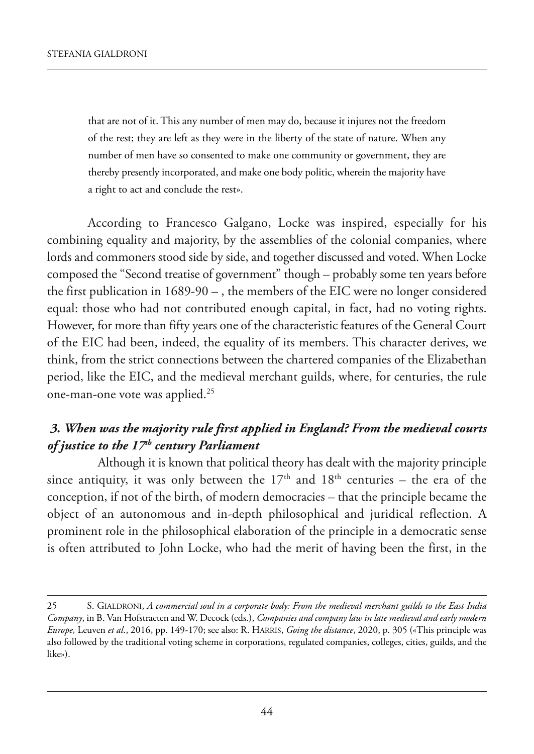> that are not of it. This any number of men may do, because it injures not the freedom of the rest; they are left as they were in the liberty of the state of nature. When any number of men have so consented to make one community or government, they are thereby presently incorporated, and make one body politic, wherein the majority have a right to act and conclude the rest».

According to Francesco Galgano, Locke was inspired, especially for his combining equality and majority, by the assemblies of the colonial companies, where lords and commoners stood side by side, and together discussed and voted. When Locke composed the "Second treatise of government" though – probably some ten years before the first publication in 1689-90 – , the members of the EIC were no longer considered equal: those who had not contributed enough capital, in fact, had no voting rights. However, for more than fifty years one of the characteristic features of the General Court of the EIC had been, indeed, the equality of its members. This character derives, we think, from the strict connections between the chartered companies of the Elizabethan period, like the EIC, and the medieval merchant guilds, where, for centuries, the rule one-man-one vote was applied.[25]

### *3. When was the majority rule first applied in England? From the medieval courts of justice to the 17th century Parliament*

Although it is known that political theory has dealt with the majority principle since antiquity, it was only between the 17th and 18th centuries – the era of the conception, if not of the birth, of modern democracies – that the principle became the object of an autonomous and in-depth philosophical and juridical reflection. A prominent role in the philosophical elaboration of the principle in a democratic sense is often attributed to John Locke, who had the merit of having been the first, in the

---

25 S. Gialdroni, *A commercial soul in a corporate body: From the medieval merchant guilds to the East India Company*, in B. Van Hofstraeten and W. Decock (eds.), *Companies and company law in late medieval and early modern Europe,* Leuven *et al.*, 2016, pp. 149-170; see also: R. Harris, *Going the distance*, 2020, p. 305 («This principle was also followed by the traditional voting scheme in corporations, regulated companies, colleges, cities, guilds, and the like»).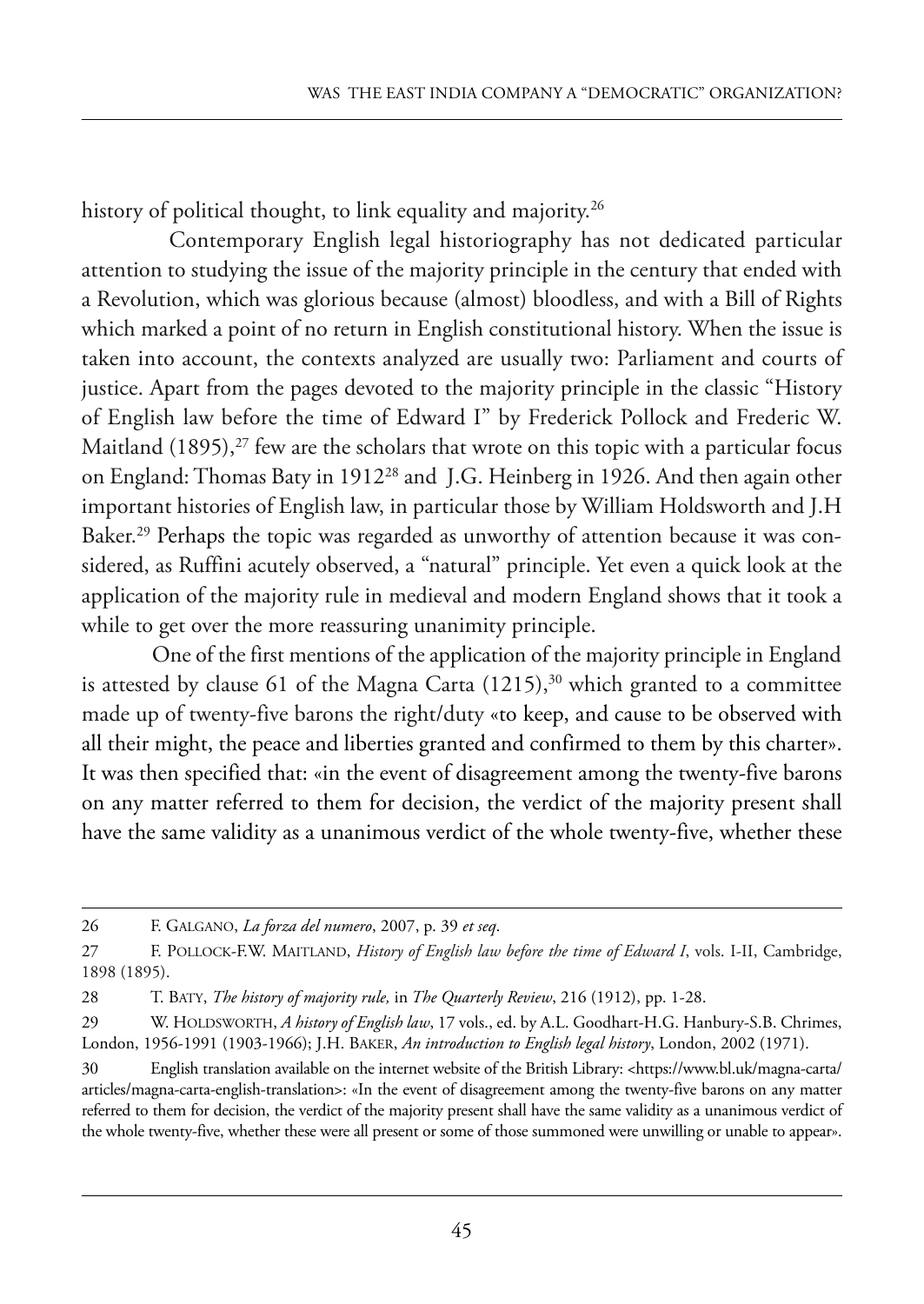history of political thought, to link equality and majority.[26]

Contemporary English legal historiography has not dedicated particular attention to studying the issue of the majority principle in the century that ended with a Revolution, which was glorious because (almost) bloodless, and with a Bill of Rights which marked a point of no return in English constitutional history. When the issue is taken into account, the contexts analyzed are usually two: Parliament and courts of justice. Apart from the pages devoted to the majority principle in the classic "History of English law before the time of Edward I" by Frederick Pollock and Frederic W. Maitland (1895),[27] few are the scholars that wrote on this topic with a particular focus on England: Thomas Baty in 1912[28] and J.G. Heinberg in 1926. And then again other important histories of English law, in particular those by William Holdsworth and J.H Baker.[29] Perhaps the topic was regarded as unworthy of attention because it was considered, as Ruffini acutely observed, a "natural" principle. Yet even a quick look at the application of the majority rule in medieval and modern England shows that it took a while to get over the more reassuring unanimity principle.

One of the first mentions of the application of the majority principle in England is attested by clause 61 of the Magna Carta (1215),[30] which granted to a committee made up of twenty-five barons the right/duty «to keep, and cause to be observed with all their might, the peace and liberties granted and confirmed to them by this charter». It was then specified that: «in the event of disagreement among the twenty-five barons on any matter referred to them for decision, the verdict of the majority present shall have the same validity as a unanimous verdict of the whole twenty-five, whether these

---

26 F. Galgano, *La forza del numero*, 2007, p. 39 *et seq*.

27 F. Pollock-F.W. Maitland, *History of English law before the time of Edward I*, vols. I-II, Cambridge, 1898 (1895).

28 T. Baty, *The history of majority rule,* in *The Quarterly Review*, 216 (1912), pp. 1-28.

29 W. Holdsworth, *A history of English law*, 17 vols., ed. by A.L. Goodhart-H.G. Hanbury-S.B. Chrimes, London, 1956-1991 (1903-1966); J.H. Baker, *An introduction to English legal history*, London, 2002 (1971).

30 English translation available on the internet website of the British Library: <https://www.bl.uk/magna-carta/articles/magna-carta-english-translation>: «In the event of disagreement among the twenty-five barons on any matter referred to them for decision, the verdict of the majority present shall have the same validity as a unanimous verdict of the whole twenty-five, whether these were all present or some of those summoned were unwilling or unable to appear».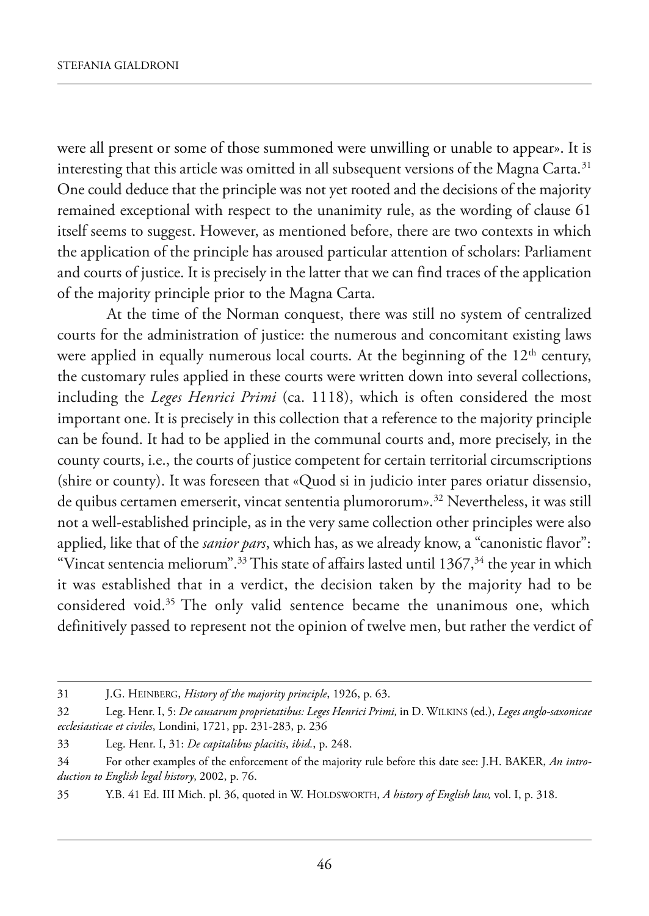were all present or some of those summoned were unwilling or unable to appear». It is interesting that this article was omitted in all subsequent versions of the Magna Carta.[31] One could deduce that the principle was not yet rooted and the decisions of the majority remained exceptional with respect to the unanimity rule, as the wording of clause 61 itself seems to suggest. However, as mentioned before, there are two contexts in which the application of the principle has aroused particular attention of scholars: Parliament and courts of justice. It is precisely in the latter that we can find traces of the application of the majority principle prior to the Magna Carta.

At the time of the Norman conquest, there was still no system of centralized courts for the administration of justice: the numerous and concomitant existing laws were applied in equally numerous local courts. At the beginning of the 12th century, the customary rules applied in these courts were written down into several collections, including the *Leges Henrici Primi* (ca. 1118), which is often considered the most important one. It is precisely in this collection that a reference to the majority principle can be found. It had to be applied in the communal courts and, more precisely, in the county courts, i.e., the courts of justice competent for certain territorial circumscriptions (shire or county). It was foreseen that «Quod si in judicio inter pares oriatur dissensio, de quibus certamen emerserit, vincat sententia plumororum».[32] Nevertheless, it was still not a well-established principle, as in the very same collection other principles were also applied, like that of the *sanior pars*, which has, as we already know, a "canonistic flavor": "Vincat sentencia meliorum".[33] This state of affairs lasted until 1367,[34] the year in which it was established that in a verdict, the decision taken by the majority had to be considered void.[35] The only valid sentence became the unanimous one, which definitively passed to represent not the opinion of twelve men, but rather the verdict of

---

31 J.G. Heinberg, *History of the majority principle*, 1926, p. 63.

32 Leg. Henr. I, 5: *De causarum proprietatibus: Leges Henrici Primi,* in D. Wilkins (ed.), *Leges anglo-saxonicae ecclesiasticae et civiles*, Londini, 1721, pp. 231-283, p. 236

33 Leg. Henr. I, 31: *De capitalibus placitis*, *ibid.*, p. 248.

34 For other examples of the enforcement of the majority rule before this date see: J.H. Baker, *An introduction to English legal history*, 2002, p. 76.

35 Y.B. 41 Ed. III Mich. pl. 36, quoted in W. Holdsworth, *A history of English law,* vol. I, p. 318.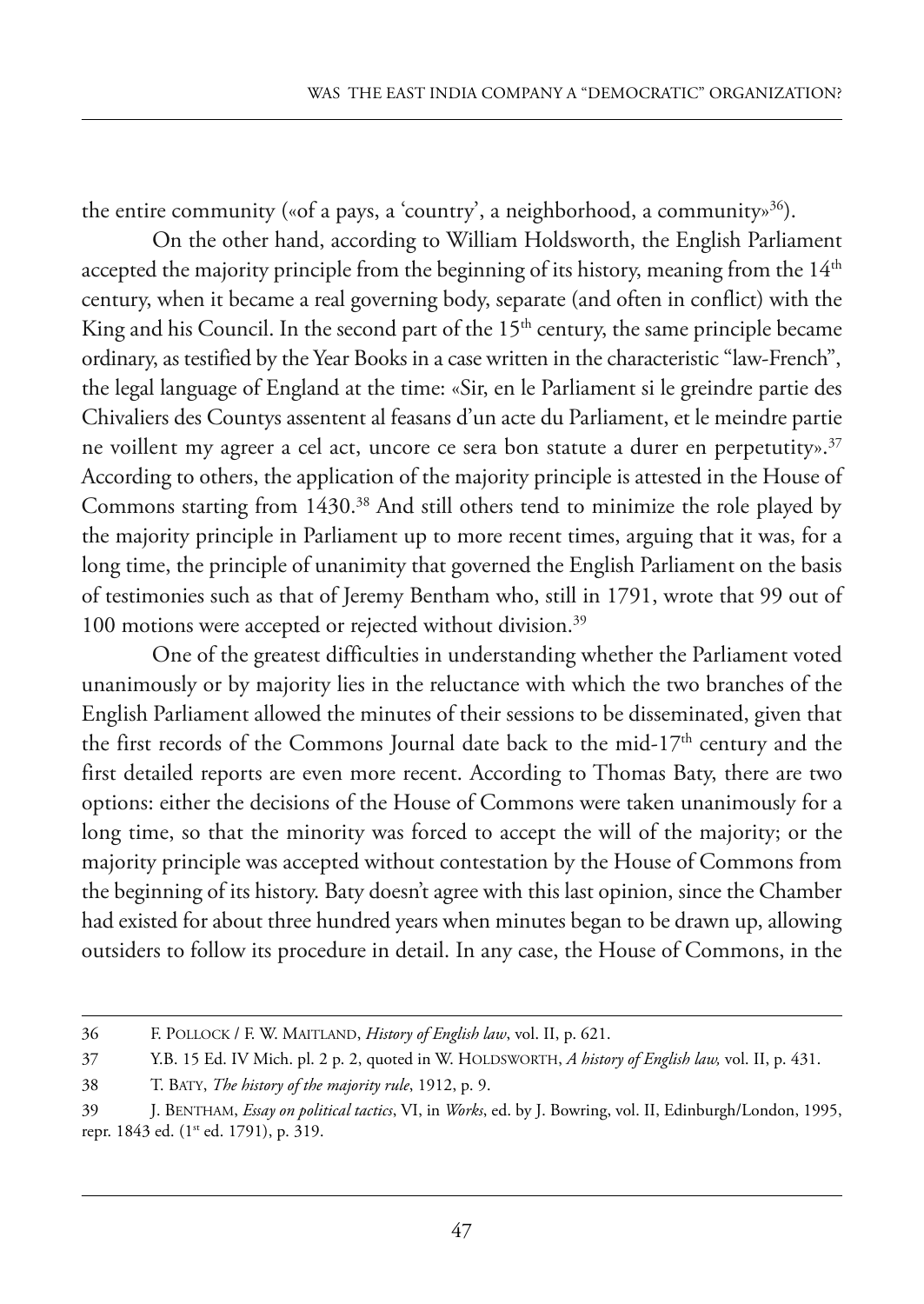the entire community («of a pays, a 'country', a neighborhood, a community»[36]).

On the other hand, according to William Holdsworth, the English Parliament accepted the majority principle from the beginning of its history, meaning from the 14th century, when it became a real governing body, separate (and often in conflict) with the King and his Council. In the second part of the 15th century, the same principle became ordinary, as testified by the Year Books in a case written in the characteristic "law-French", the legal language of England at the time: «Sir, en le Parliament si le greindre partie des Chivaliers des Countys assentent al feasans d'un acte du Parliament, et le meindre partie ne voillent my agreer a cel act, uncore ce sera bon statute a durer en perpetutity».[37] According to others, the application of the majority principle is attested in the House of Commons starting from 1430.[38] And still others tend to minimize the role played by the majority principle in Parliament up to more recent times, arguing that it was, for a long time, the principle of unanimity that governed the English Parliament on the basis of testimonies such as that of Jeremy Bentham who, still in 1791, wrote that 99 out of 100 motions were accepted or rejected without division.[39]

One of the greatest difficulties in understanding whether the Parliament voted unanimously or by majority lies in the reluctance with which the two branches of the English Parliament allowed the minutes of their sessions to be disseminated, given that the first records of the Commons Journal date back to the mid-17th century and the first detailed reports are even more recent. According to Thomas Baty, there are two options: either the decisions of the House of Commons were taken unanimously for a long time, so that the minority was forced to accept the will of the majority; or the majority principle was accepted without contestation by the House of Commons from the beginning of its history. Baty doesn't agree with this last opinion, since the Chamber had existed for about three hundred years when minutes began to be drawn up, allowing outsiders to follow its procedure in detail. In any case, the House of Commons, in the

---

36 F. Pollock / F. W. Maitland, *History of English law*, vol. II, p. 621.

37 Y.B. 15 Ed. IV Mich. pl. 2 p. 2, quoted in W. Holdsworth, *A history of English law,* vol. II, p. 431.

38 T. Baty, *The history of the majority rule*, 1912, p. 9.

39 J. Bentham, *Essay on political tactics*, VI, in *Works*, ed. by J. Bowring, vol. II, Edinburgh/London, 1995, repr. 1843 ed. (1st ed. 1791), p. 319.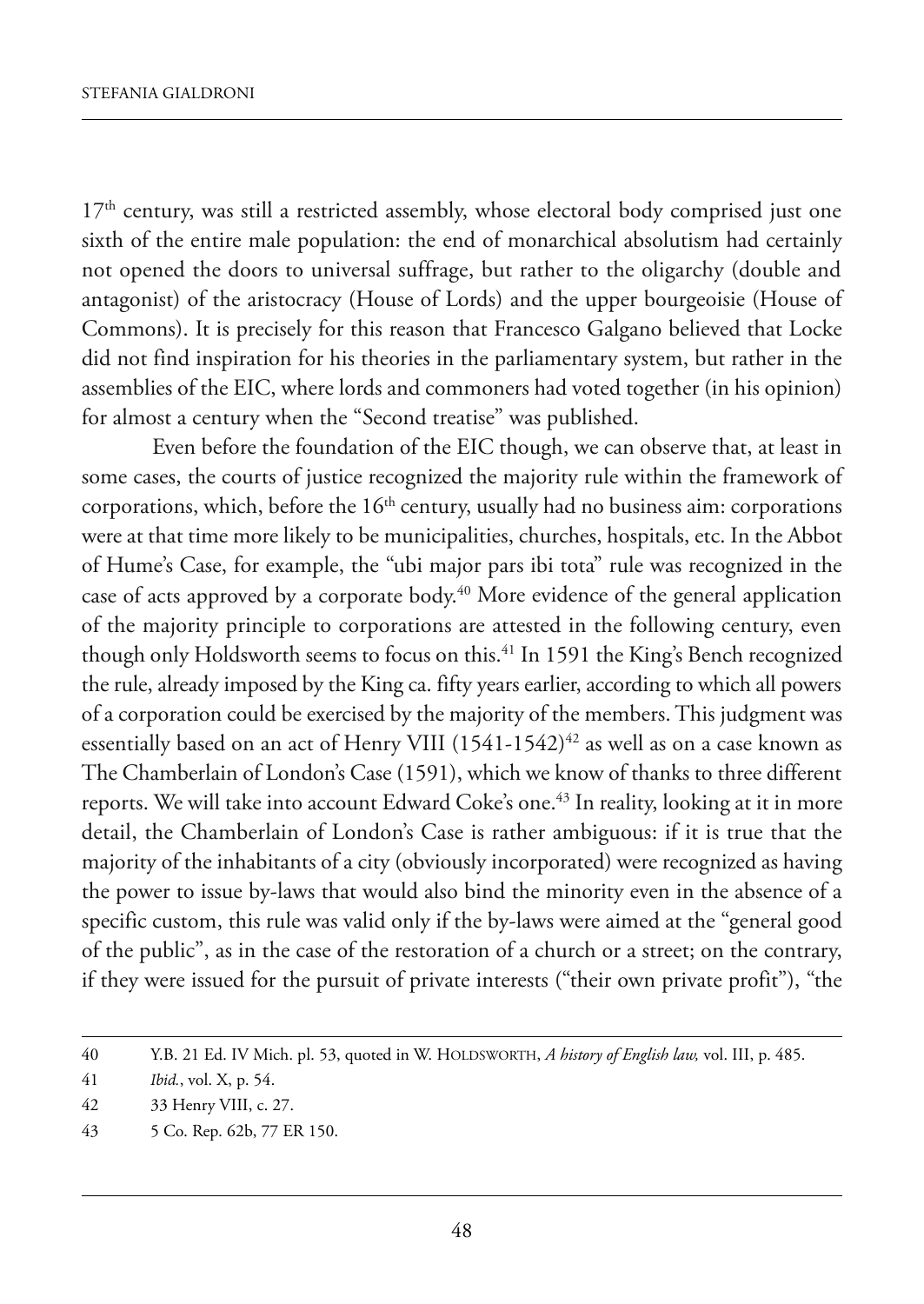17th century, was still a restricted assembly, whose electoral body comprised just one sixth of the entire male population: the end of monarchical absolutism had certainly not opened the doors to universal suffrage, but rather to the oligarchy (double and antagonist) of the aristocracy (House of Lords) and the upper bourgeoisie (House of Commons). It is precisely for this reason that Francesco Galgano believed that Locke did not find inspiration for his theories in the parliamentary system, but rather in the assemblies of the EIC, where lords and commoners had voted together (in his opinion) for almost a century when the "Second treatise" was published.

Even before the foundation of the EIC though, we can observe that, at least in some cases, the courts of justice recognized the majority rule within the framework of corporations, which, before the 16th century, usually had no business aim: corporations were at that time more likely to be municipalities, churches, hospitals, etc. In the Abbot of Hume's Case, for example, the "ubi major pars ibi tota" rule was recognized in the case of acts approved by a corporate body.[40] More evidence of the general application of the majority principle to corporations are attested in the following century, even though only Holdsworth seems to focus on this.[41] In 1591 the King's Bench recognized the rule, already imposed by the King ca. fifty years earlier, according to which all powers of a corporation could be exercised by the majority of the members. This judgment was essentially based on an act of Henry VIII (1541-1542)[42] as well as on a case known as The Chamberlain of London's Case (1591), which we know of thanks to three different reports. We will take into account Edward Coke's one.[43] In reality, looking at it in more detail, the Chamberlain of London's Case is rather ambiguous: if it is true that the majority of the inhabitants of a city (obviously incorporated) were recognized as having the power to issue by-laws that would also bind the minority even in the absence of a specific custom, this rule was valid only if the by-laws were aimed at the "general good of the public", as in the case of the restoration of a church or a street; on the contrary, if they were issued for the pursuit of private interests ("their own private profit"), "the

---

40 Y.B. 21 Ed. IV Mich. pl. 53, quoted in W. Holdsworth, *A history of English law,* vol. III, p. 485.

41 *Ibid.*, vol. X, p. 54.

42 33 Henry VIII, c. 27.

43 5 Co. Rep. 62b, 77 ER 150.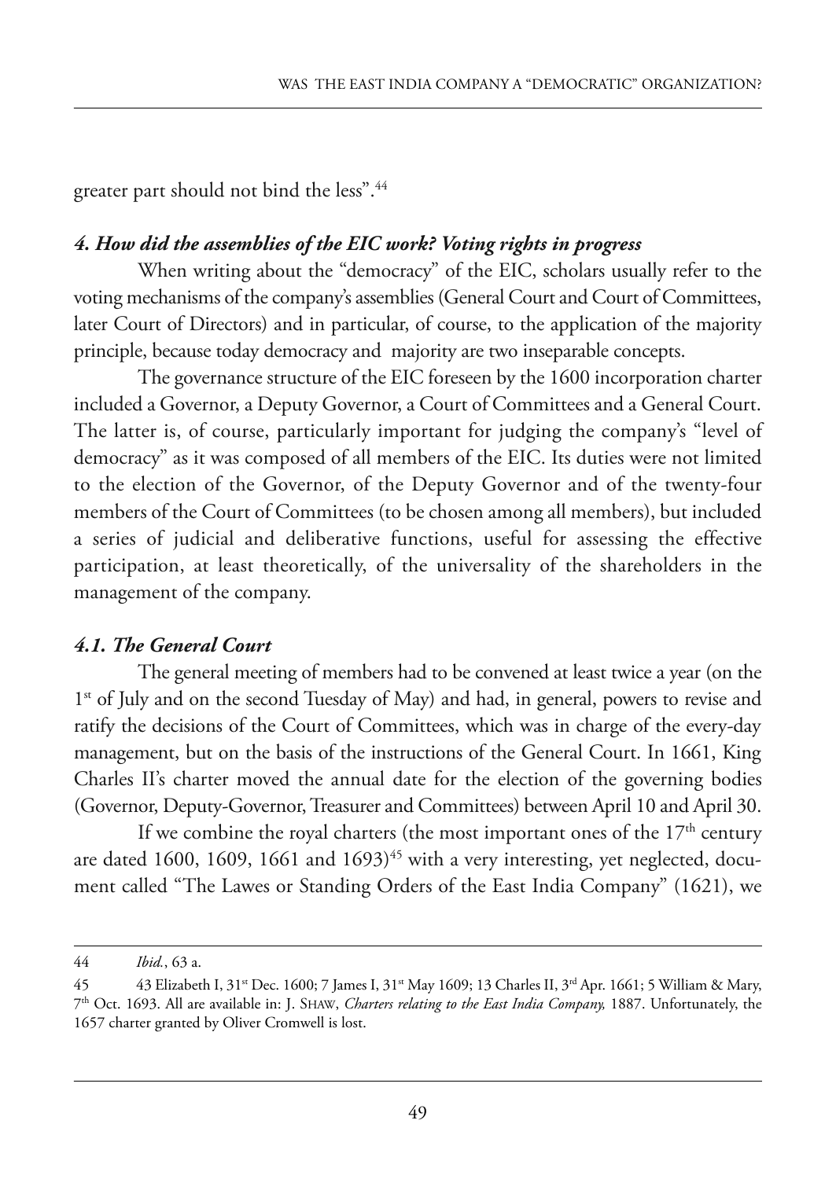greater part should not bind the less".[44]

### *4. How did the assemblies of the EIC work? Voting rights in progress*

When writing about the "democracy" of the EIC, scholars usually refer to the voting mechanisms of the company's assemblies (General Court and Court of Committees, later Court of Directors) and in particular, of course, to the application of the majority principle, because today democracy and majority are two inseparable concepts.

The governance structure of the EIC foreseen by the 1600 incorporation charter included a Governor, a Deputy Governor, a Court of Committees and a General Court. The latter is, of course, particularly important for judging the company's "level of democracy" as it was composed of all members of the EIC. Its duties were not limited to the election of the Governor, of the Deputy Governor and of the twenty-four members of the Court of Committees (to be chosen among all members), but included a series of judicial and deliberative functions, useful for assessing the effective participation, at least theoretically, of the universality of the shareholders in the management of the company.

#### *4.1. The General Court*

The general meeting of members had to be convened at least twice a year (on the 1st of July and on the second Tuesday of May) and had, in general, powers to revise and ratify the decisions of the Court of Committees, which was in charge of the every-day management, but on the basis of the instructions of the General Court. In 1661, King Charles II's charter moved the annual date for the election of the governing bodies (Governor, Deputy-Governor, Treasurer and Committees) between April 10 and April 30.

If we combine the royal charters (the most important ones of the 17th century are dated 1600, 1609, 1661 and 1693)[45] with a very interesting, yet neglected, document called "The Lawes or Standing Orders of the East India Company" (1621), we

---

44 *Ibid.*, 63 a.

45 43 Elizabeth I, 31st Dec. 1600; 7 James I, 31st May 1609; 13 Charles II, 3rd Apr. 1661; 5 William & Mary, 7th Oct. 1693. All are available in: J. SHAW, *Charters relating to the East India Company,* 1887. Unfortunately, the 1657 charter granted by Oliver Cromwell is lost.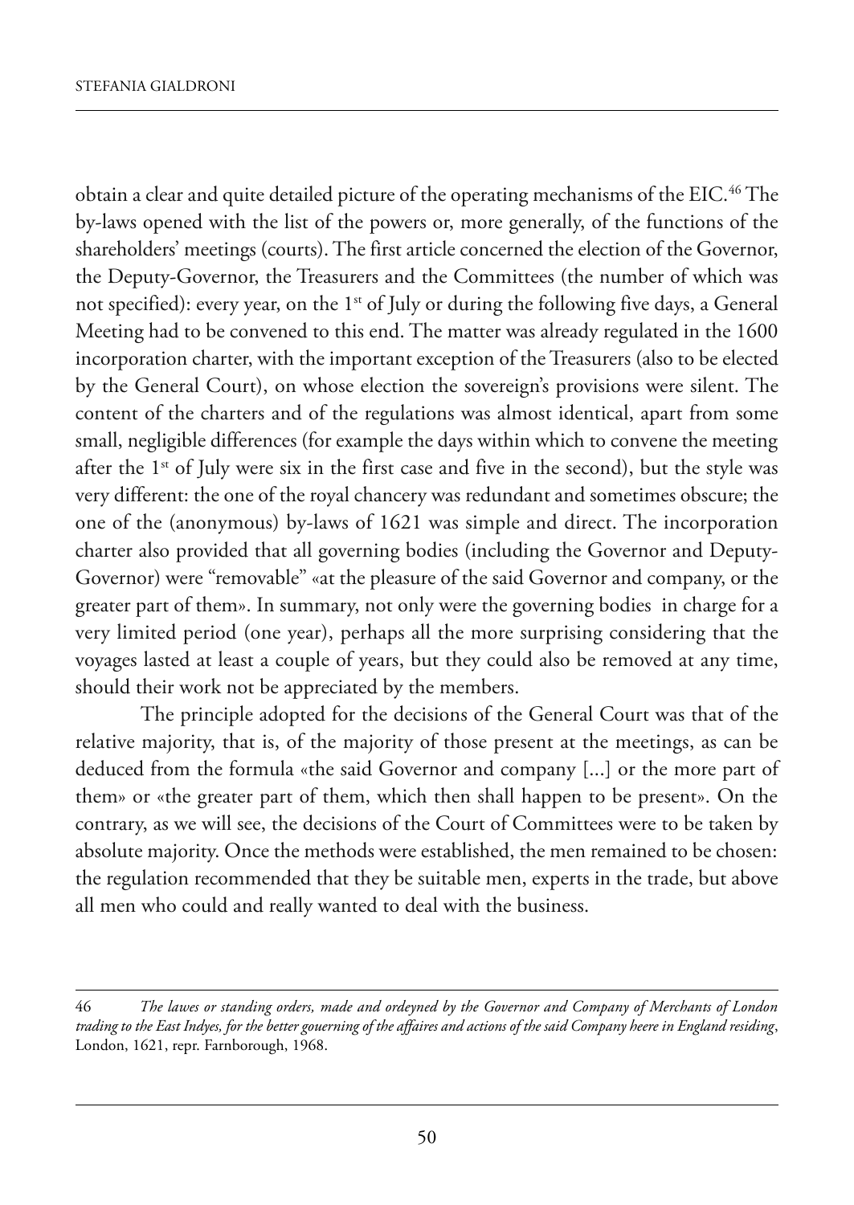obtain a clear and quite detailed picture of the operating mechanisms of the EIC.[46] The by-laws opened with the list of the powers or, more generally, of the functions of the shareholders' meetings (courts). The first article concerned the election of the Governor, the Deputy-Governor, the Treasurers and the Committees (the number of which was not specified): every year, on the 1st of July or during the following five days, a General Meeting had to be convened to this end. The matter was already regulated in the 1600 incorporation charter, with the important exception of the Treasurers (also to be elected by the General Court), on whose election the sovereign's provisions were silent. The content of the charters and of the regulations was almost identical, apart from some small, negligible differences (for example the days within which to convene the meeting after the 1st of July were six in the first case and five in the second), but the style was very different: the one of the royal chancery was redundant and sometimes obscure; the one of the (anonymous) by-laws of 1621 was simple and direct. The incorporation charter also provided that all governing bodies (including the Governor and Deputy-Governor) were "removable" «at the pleasure of the said Governor and company, or the greater part of them». In summary, not only were the governing bodies in charge for a very limited period (one year), perhaps all the more surprising considering that the voyages lasted at least a couple of years, but they could also be removed at any time, should their work not be appreciated by the members.

The principle adopted for the decisions of the General Court was that of the relative majority, that is, of the majority of those present at the meetings, as can be deduced from the formula «the said Governor and company [...] or the more part of them» or «the greater part of them, which then shall happen to be present». On the contrary, as we will see, the decisions of the Court of Committees were to be taken by absolute majority. Once the methods were established, the men remained to be chosen: the regulation recommended that they be suitable men, experts in the trade, but above all men who could and really wanted to deal with the business.

---

46 *The lawes or standing orders, made and ordeyned by the Governor and Company of Merchants of London trading to the East Indyes, for the better gouerning of the affaires and actions of the said Company heere in England residing*, London, 1621, repr. Farnborough, 1968.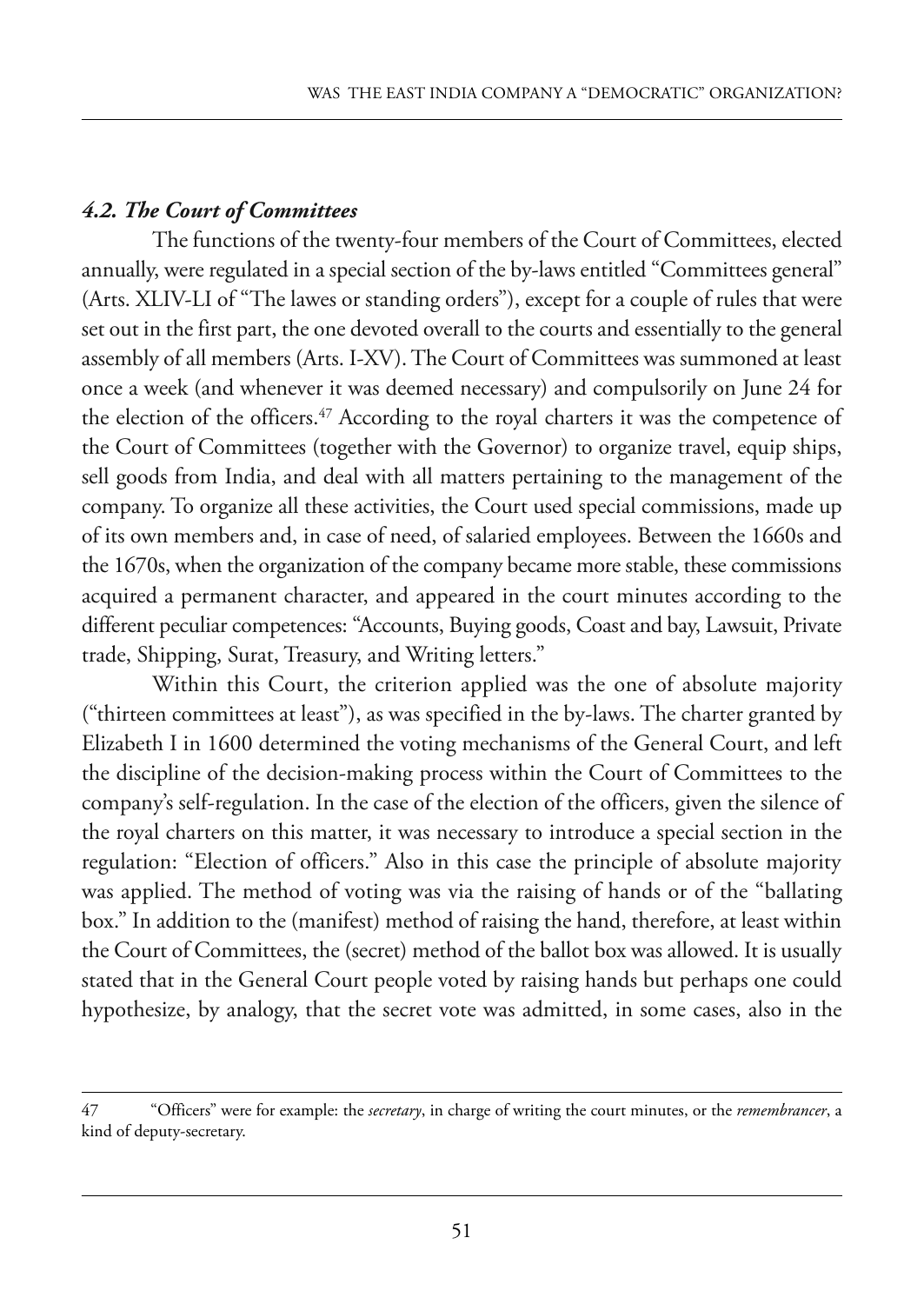### *4.2. The Court of Committees*

The functions of the twenty-four members of the Court of Committees, elected annually, were regulated in a special section of the by-laws entitled "Committees general" (Arts. XLIV-LI of "The lawes or standing orders"), except for a couple of rules that were set out in the first part, the one devoted overall to the courts and essentially to the general assembly of all members (Arts. I-XV). The Court of Committees was summoned at least once a week (and whenever it was deemed necessary) and compulsorily on June 24 for the election of the officers.[47] According to the royal charters it was the competence of the Court of Committees (together with the Governor) to organize travel, equip ships, sell goods from India, and deal with all matters pertaining to the management of the company. To organize all these activities, the Court used special commissions, made up of its own members and, in case of need, of salaried employees. Between the 1660s and the 1670s, when the organization of the company became more stable, these commissions acquired a permanent character, and appeared in the court minutes according to the different peculiar competences: "Accounts, Buying goods, Coast and bay, Lawsuit, Private trade, Shipping, Surat, Treasury, and Writing letters."

Within this Court, the criterion applied was the one of absolute majority ("thirteen committees at least"), as was specified in the by-laws. The charter granted by Elizabeth I in 1600 determined the voting mechanisms of the General Court, and left the discipline of the decision-making process within the Court of Committees to the company's self-regulation. In the case of the election of the officers, given the silence of the royal charters on this matter, it was necessary to introduce a special section in the regulation: "Election of officers." Also in this case the principle of absolute majority was applied. The method of voting was via the raising of hands or of the "ballating box." In addition to the (manifest) method of raising the hand, therefore, at least within the Court of Committees, the (secret) method of the ballot box was allowed. It is usually stated that in the General Court people voted by raising hands but perhaps one could hypothesize, by analogy, that the secret vote was admitted, in some cases, also in the

---

47 "Officers" were for example: the *secretary*, in charge of writing the court minutes, or the *remembrancer*, a kind of deputy-secretary.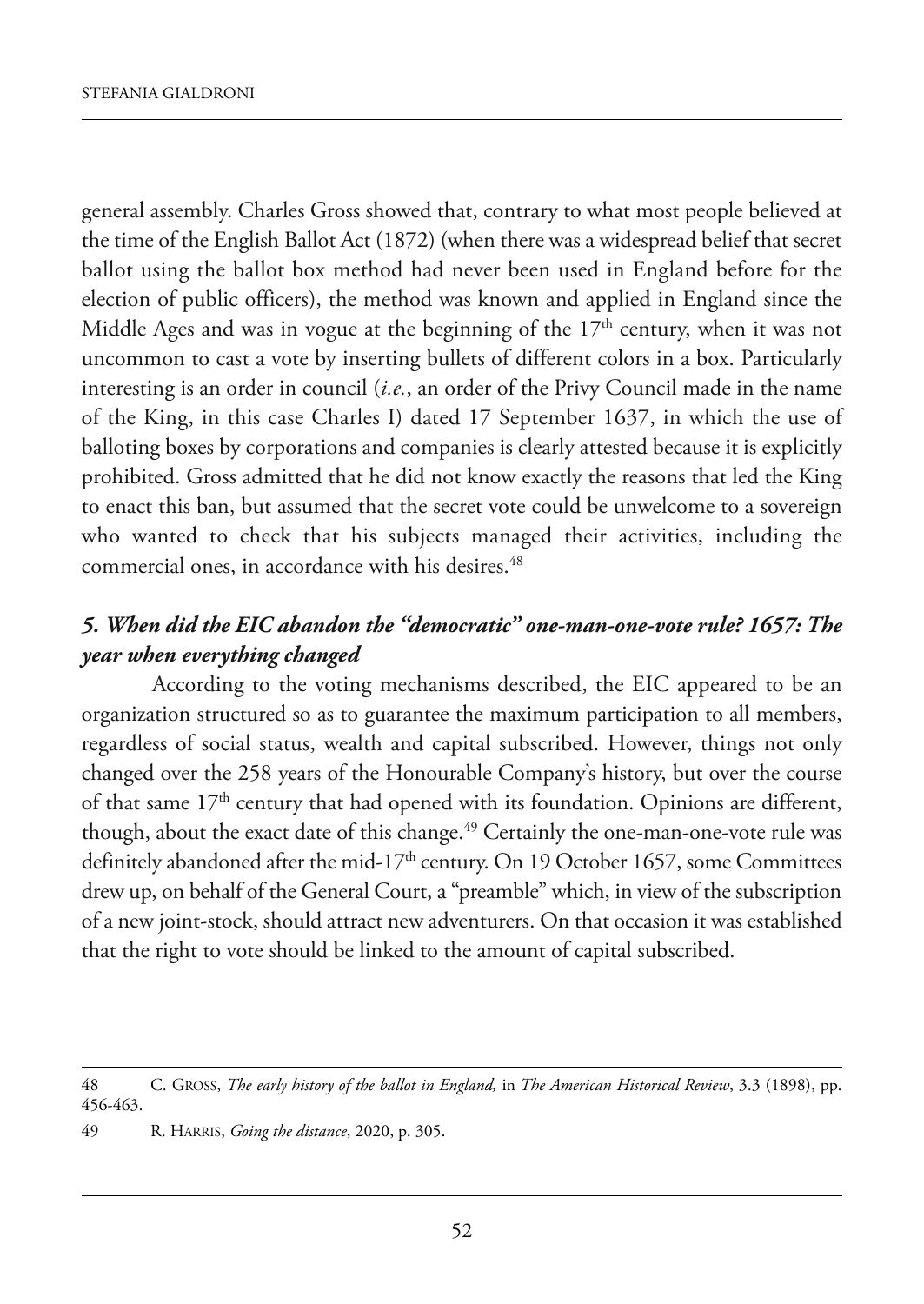general assembly. Charles Gross showed that, contrary to what most people believed at the time of the English Ballot Act (1872) (when there was a widespread belief that secret ballot using the ballot box method had never been used in England before for the election of public officers), the method was known and applied in England since the Middle Ages and was in vogue at the beginning of the 17th century, when it was not uncommon to cast a vote by inserting bullets of different colors in a box. Particularly interesting is an order in council (*i.e.*, an order of the Privy Council made in the name of the King, in this case Charles I) dated 17 September 1637, in which the use of balloting boxes by corporations and companies is clearly attested because it is explicitly prohibited. Gross admitted that he did not know exactly the reasons that led the King to enact this ban, but assumed that the secret vote could be unwelcome to a sovereign who wanted to check that his subjects managed their activities, including the commercial ones, in accordance with his desires.[48]

### *5. When did the EIC abandon the "democratic" one-man-one-vote rule? 1657: The year when everything changed*

According to the voting mechanisms described, the EIC appeared to be an organization structured so as to guarantee the maximum participation to all members, regardless of social status, wealth and capital subscribed. However, things not only changed over the 258 years of the Honourable Company's history, but over the course of that same 17th century that had opened with its foundation. Opinions are different, though, about the exact date of this change.[49] Certainly the one-man-one-vote rule was definitely abandoned after the mid-17th century. On 19 October 1657, some Committees drew up, on behalf of the General Court, a "preamble" which, in view of the subscription of a new joint-stock, should attract new adventurers. On that occasion it was established that the right to vote should be linked to the amount of capital subscribed.

---

48 C. Gross, *The early history of the ballot in England,* in *The American Historical Review*, 3.3 (1898), pp. 456-463.

49 R. Harris, *Going the distance*, 2020, p. 305.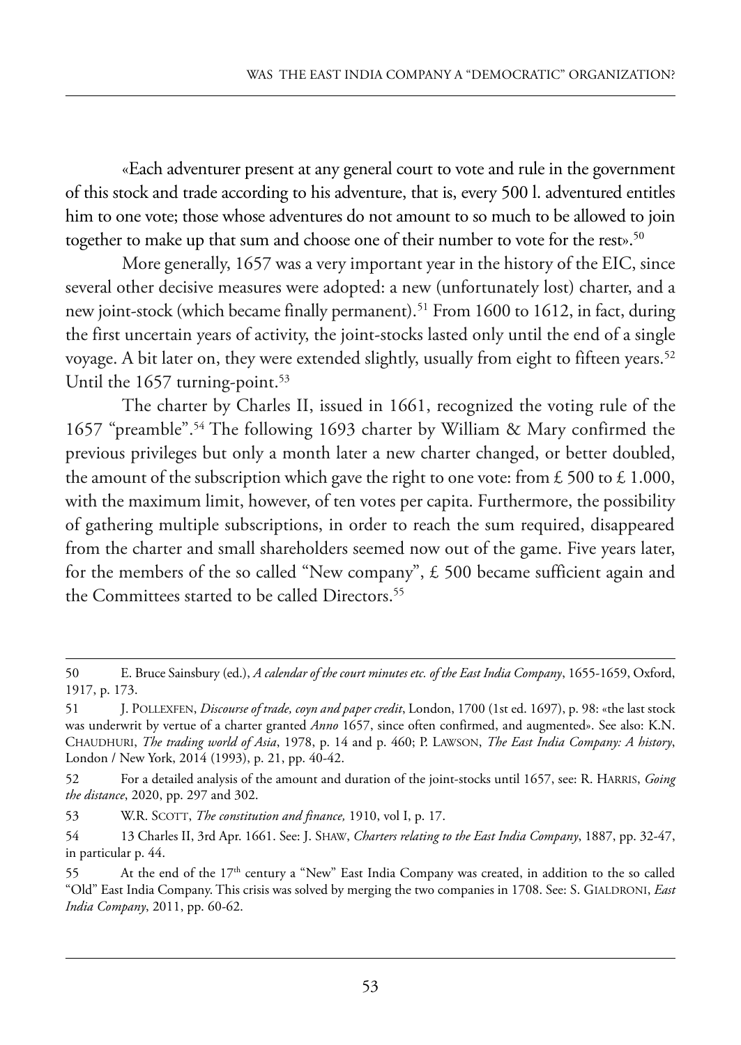«Each adventurer present at any general court to vote and rule in the government of this stock and trade according to his adventure, that is, every 500 l. adventured entitles him to one vote; those whose adventures do not amount to so much to be allowed to join together to make up that sum and choose one of their number to vote for the rest».[50]

More generally, 1657 was a very important year in the history of the EIC, since several other decisive measures were adopted: a new (unfortunately lost) charter, and a new joint-stock (which became finally permanent).[51] From 1600 to 1612, in fact, during the first uncertain years of activity, the joint-stocks lasted only until the end of a single voyage. A bit later on, they were extended slightly, usually from eight to fifteen years.[52] Until the 1657 turning-point.[53]

The charter by Charles II, issued in 1661, recognized the voting rule of the 1657 "preamble".[54] The following 1693 charter by William & Mary confirmed the previous privileges but only a month later a new charter changed, or better doubled, the amount of the subscription which gave the right to one vote: from £ 500 to £ 1.000, with the maximum limit, however, of ten votes per capita. Furthermore, the possibility of gathering multiple subscriptions, in order to reach the sum required, disappeared from the charter and small shareholders seemed now out of the game. Five years later, for the members of the so called "New company", £ 500 became sufficient again and the Committees started to be called Directors.[55]

---

50 E. Bruce Sainsbury (ed.), *A calendar of the court minutes etc. of the East India Company*, 1655-1659, Oxford, 1917, p. 173.

51 J. POLLEXFEN, *Discourse of trade, coyn and paper credit*, London, 1700 (1st ed. 1697), p. 98: «the last stock was underwrit by vertue of a charter granted *Anno* 1657, since often confirmed, and augmented». See also: K.N. CHAUDHURI, *The trading world of Asia*, 1978, p. 14 and p. 460; P. LAWSON, *The East India Company: A history*, London / New York, 2014 (1993), p. 21, pp. 40-42.

52 For a detailed analysis of the amount and duration of the joint-stocks until 1657, see: R. HARRIS, *Going the distance*, 2020, pp. 297 and 302.

53 W.R. SCOTT, *The constitution and finance,* 1910, vol I, p. 17.

54 13 Charles II, 3rd Apr. 1661. See: J. SHAW, *Charters relating to the East India Company*, 1887, pp. 32-47, in particular p. 44.

55 At the end of the 17th century a "New" East India Company was created, in addition to the so called "Old" East India Company. This crisis was solved by merging the two companies in 1708. See: S. GIALDRONI, *East India Company*, 2011, pp. 60-62.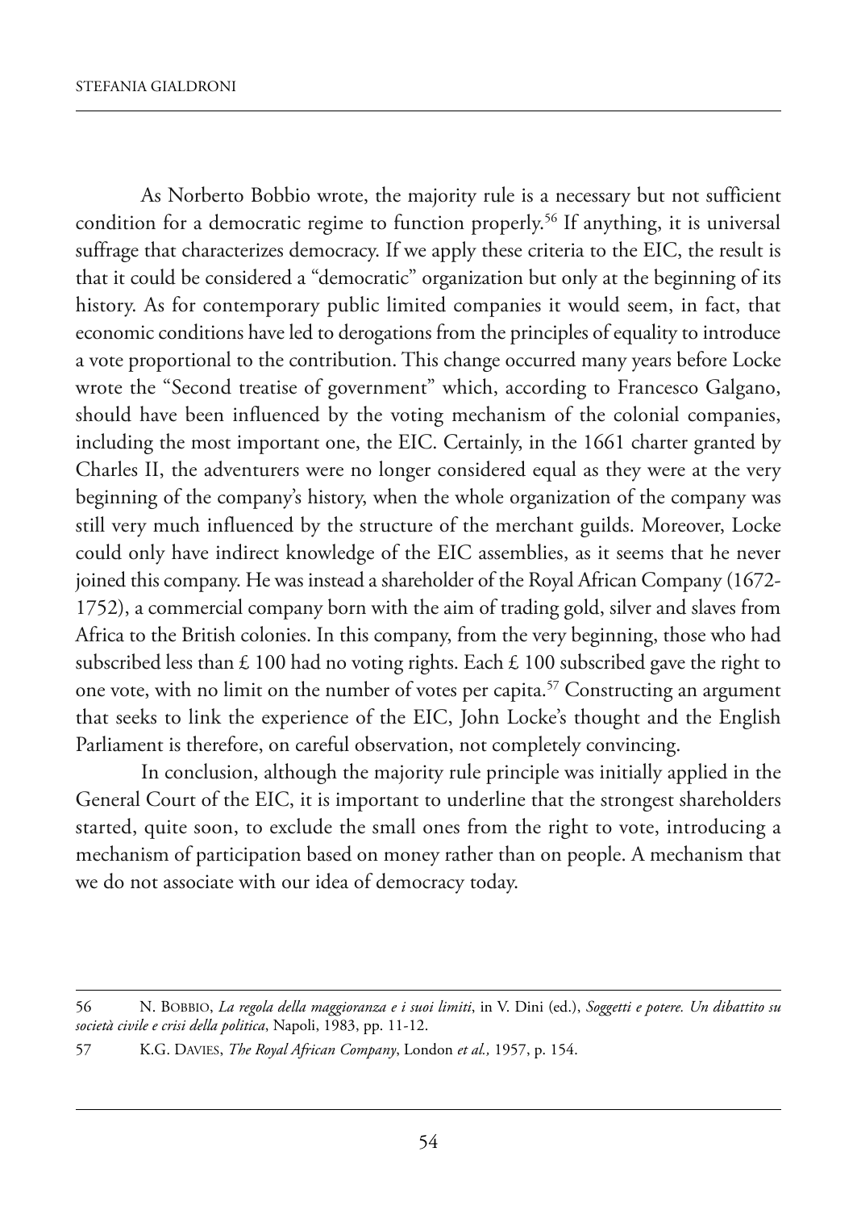As Norberto Bobbio wrote, the majority rule is a necessary but not sufficient condition for a democratic regime to function properly.[56] If anything, it is universal suffrage that characterizes democracy. If we apply these criteria to the EIC, the result is that it could be considered a "democratic" organization but only at the beginning of its history. As for contemporary public limited companies it would seem, in fact, that economic conditions have led to derogations from the principles of equality to introduce a vote proportional to the contribution. This change occurred many years before Locke wrote the "Second treatise of government" which, according to Francesco Galgano, should have been influenced by the voting mechanism of the colonial companies, including the most important one, the EIC. Certainly, in the 1661 charter granted by Charles II, the adventurers were no longer considered equal as they were at the very beginning of the company's history, when the whole organization of the company was still very much influenced by the structure of the merchant guilds. Moreover, Locke could only have indirect knowledge of the EIC assemblies, as it seems that he never joined this company. He was instead a shareholder of the Royal African Company (1672-1752), a commercial company born with the aim of trading gold, silver and slaves from Africa to the British colonies. In this company, from the very beginning, those who had subscribed less than £ 100 had no voting rights. Each £ 100 subscribed gave the right to one vote, with no limit on the number of votes per capita.[57] Constructing an argument that seeks to link the experience of the EIC, John Locke's thought and the English Parliament is therefore, on careful observation, not completely convincing.

In conclusion, although the majority rule principle was initially applied in the General Court of the EIC, it is important to underline that the strongest shareholders started, quite soon, to exclude the small ones from the right to vote, introducing a mechanism of participation based on money rather than on people. A mechanism that we do not associate with our idea of democracy today.

---

56 N. Bobbio, *La regola della maggioranza e i suoi limiti*, in V. Dini (ed.), *Soggetti e potere. Un dibattito su società civile e crisi della politica*, Napoli, 1983, pp. 11-12.

57 K.G. Davies, *The Royal African Company*, London *et al.,* 1957, p. 154.